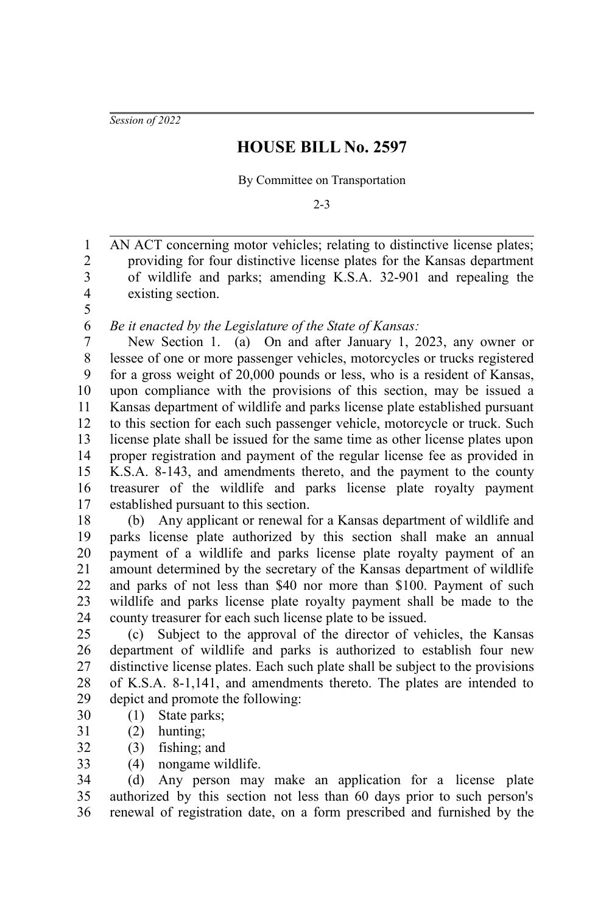*Session of 2022*

# HOUSE BILL No. 2597

By Committee on Transportation

2-3

AN ACT concerning motor vehicles; relating to distinctive license plates; providing for four distinctive license plates for the Kansas department of wildlife and parks; amending K.S.A. 32-901 and repealing the existing section.

*Be it enacted by the Legislature of the State of Kansas:*

New Section 1. (a) On and after January 1, 2023, any owner or lessee of one or more passenger vehicles, motorcycles or trucks registered for a gross weight of 20,000 pounds or less, who is a resident of Kansas, upon compliance with the provisions of this section, may be issued a Kansas department of wildlife and parks license plate established pursuant to this section for each such passenger vehicle, motorcycle or truck. Such license plate shall be issued for the same time as other license plates upon proper registration and payment of the regular license fee as provided in K.S.A. 8-143, and amendments thereto, and the payment to the county treasurer of the wildlife and parks license plate royalty payment established pursuant to this section.

(b) Any applicant or renewal for a Kansas department of wildlife and parks license plate authorized by this section shall make an annual payment of a wildlife and parks license plate royalty payment of an amount determined by the secretary of the Kansas department of wildlife and parks of not less than $40 nor more than $100. Payment of such wildlife and parks license plate royalty payment shall be made to the county treasurer for each such license plate to be issued.

(c) Subject to the approval of the director of vehicles, the Kansas department of wildlife and parks is authorized to establish four new distinctive license plates. Each such plate shall be subject to the provisions of K.S.A. 8-1,141, and amendments thereto. The plates are intended to depict and promote the following:

(1) State parks;
(2) hunting;
(3) fishing; and
(4) nongame wildlife.

(d) Any person may make an application for a license plate authorized by this section not less than 60 days prior to such person's renewal of registration date, on a form prescribed and furnished by the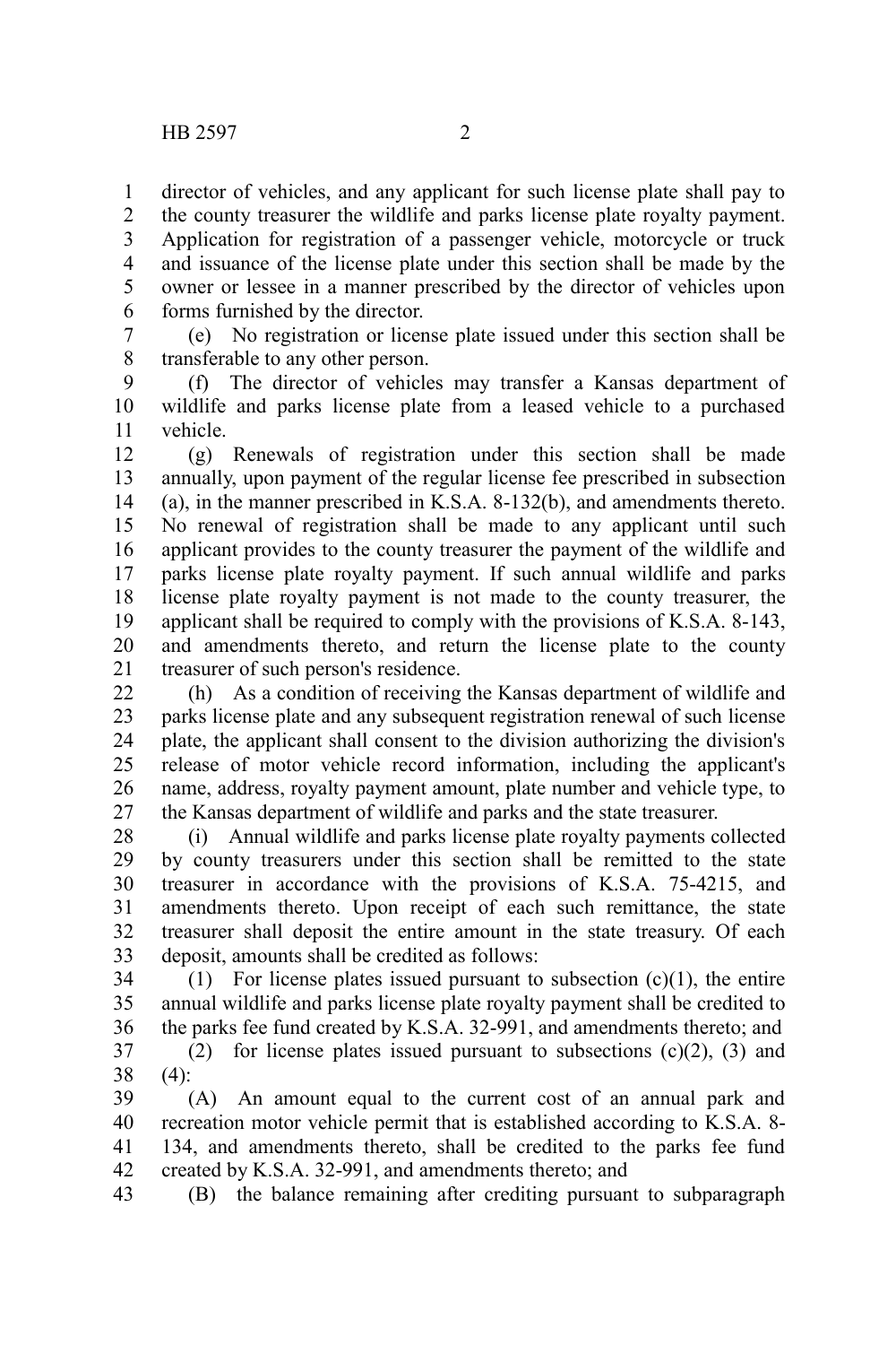director of vehicles, and any applicant for such license plate shall pay to the county treasurer the wildlife and parks license plate royalty payment. Application for registration of a passenger vehicle, motorcycle or truck and issuance of the license plate under this section shall be made by the owner or lessee in a manner prescribed by the director of vehicles upon forms furnished by the director.

(e) No registration or license plate issued under this section shall be transferable to any other person.

(f) The director of vehicles may transfer a Kansas department of wildlife and parks license plate from a leased vehicle to a purchased vehicle.

(g) Renewals of registration under this section shall be made annually, upon payment of the regular license fee prescribed in subsection (a), in the manner prescribed in K.S.A. 8-132(b), and amendments thereto. No renewal of registration shall be made to any applicant until such applicant provides to the county treasurer the payment of the wildlife and parks license plate royalty payment. If such annual wildlife and parks license plate royalty payment is not made to the county treasurer, the applicant shall be required to comply with the provisions of K.S.A. 8-143, and amendments thereto, and return the license plate to the county treasurer of such person's residence.

(h) As a condition of receiving the Kansas department of wildlife and parks license plate and any subsequent registration renewal of such license plate, the applicant shall consent to the division authorizing the division's release of motor vehicle record information, including the applicant's name, address, royalty payment amount, plate number and vehicle type, to the Kansas department of wildlife and parks and the state treasurer.

(i) Annual wildlife and parks license plate royalty payments collected by county treasurers under this section shall be remitted to the state treasurer in accordance with the provisions of K.S.A. 75-4215, and amendments thereto. Upon receipt of each such remittance, the state treasurer shall deposit the entire amount in the state treasury. Of each deposit, amounts shall be credited as follows:

(1) For license plates issued pursuant to subsection (c)(1), the entire annual wildlife and parks license plate royalty payment shall be credited to the parks fee fund created by K.S.A. 32-991, and amendments thereto; and

(2) for license plates issued pursuant to subsections (c)(2), (3) and (4):

(A) An amount equal to the current cost of an annual park and recreation motor vehicle permit that is established according to K.S.A. 8-134, and amendments thereto, shall be credited to the parks fee fund created by K.S.A. 32-991, and amendments thereto; and

(B) the balance remaining after crediting pursuant to subparagraph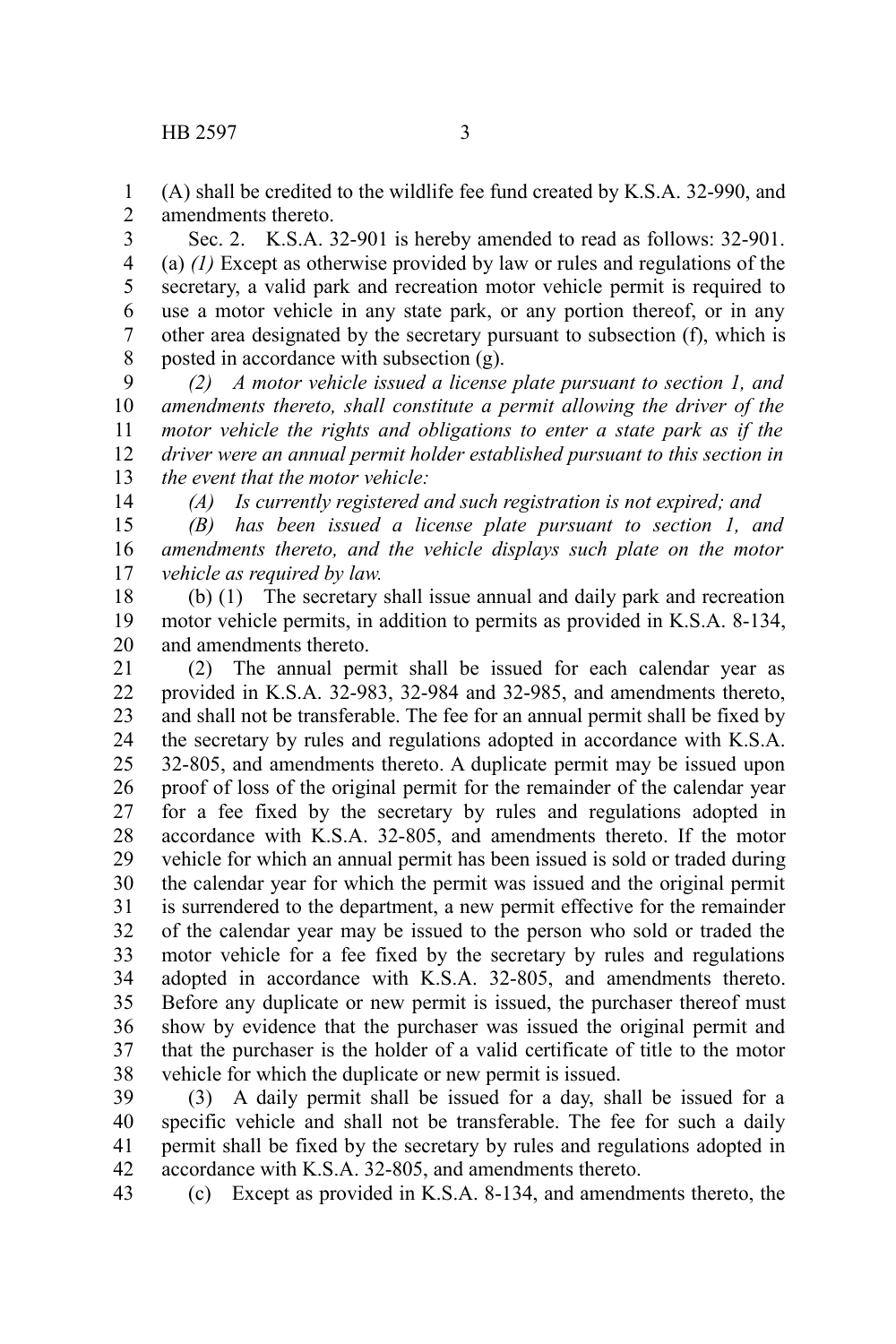(A) shall be credited to the wildlife fee fund created by K.S.A. 32-990, and amendments thereto.

Sec. 2. K.S.A. 32-901 is hereby amended to read as follows: 32-901. (a) *(1)* Except as otherwise provided by law or rules and regulations of the secretary, a valid park and recreation motor vehicle permit is required to use a motor vehicle in any state park, or any portion thereof, or in any other area designated by the secretary pursuant to subsection (f), which is posted in accordance with subsection (g).

*(2) A motor vehicle issued a license plate pursuant to section 1, and amendments thereto, shall constitute a permit allowing the driver of the motor vehicle the rights and obligations to enter a state park as if the driver were an annual permit holder established pursuant to this section in the event that the motor vehicle:*

*(A) Is currently registered and such registration is not expired; and*

*(B) has been issued a license plate pursuant to section 1, and amendments thereto, and the vehicle displays such plate on the motor vehicle as required by law.*

(b) (1) The secretary shall issue annual and daily park and recreation motor vehicle permits, in addition to permits as provided in K.S.A. 8-134, and amendments thereto.

(2) The annual permit shall be issued for each calendar year as provided in K.S.A. 32-983, 32-984 and 32-985, and amendments thereto, and shall not be transferable. The fee for an annual permit shall be fixed by the secretary by rules and regulations adopted in accordance with K.S.A. 32-805, and amendments thereto. A duplicate permit may be issued upon proof of loss of the original permit for the remainder of the calendar year for a fee fixed by the secretary by rules and regulations adopted in accordance with K.S.A. 32-805, and amendments thereto. If the motor vehicle for which an annual permit has been issued is sold or traded during the calendar year for which the permit was issued and the original permit is surrendered to the department, a new permit effective for the remainder of the calendar year may be issued to the person who sold or traded the motor vehicle for a fee fixed by the secretary by rules and regulations adopted in accordance with K.S.A. 32-805, and amendments thereto. Before any duplicate or new permit is issued, the purchaser thereof must show by evidence that the purchaser was issued the original permit and that the purchaser is the holder of a valid certificate of title to the motor vehicle for which the duplicate or new permit is issued.

(3) A daily permit shall be issued for a day, shall be issued for a specific vehicle and shall not be transferable. The fee for such a daily permit shall be fixed by the secretary by rules and regulations adopted in accordance with K.S.A. 32-805, and amendments thereto.

(c) Except as provided in K.S.A. 8-134, and amendments thereto, the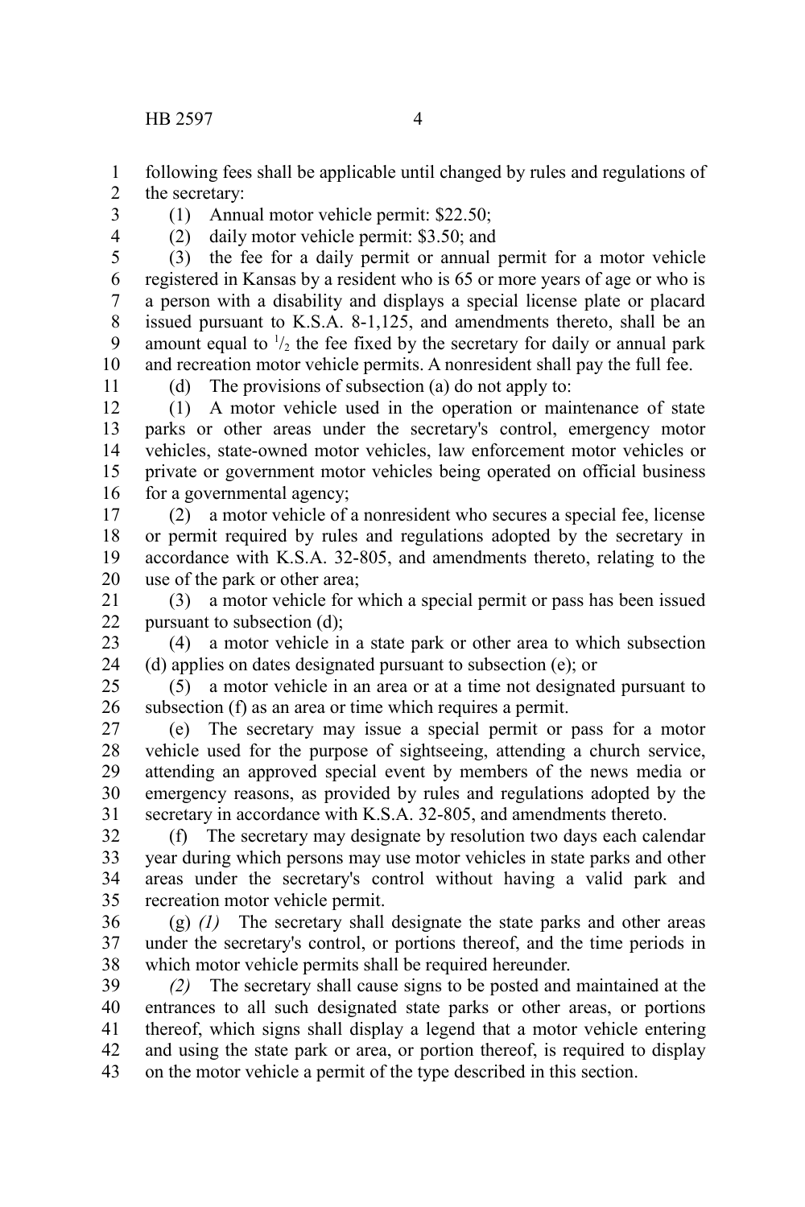following fees shall be applicable until changed by rules and regulations of the secretary:

(1) Annual motor vehicle permit: $22.50;

(2) daily motor vehicle permit: $3.50; and

(3) the fee for a daily permit or annual permit for a motor vehicle registered in Kansas by a resident who is 65 or more years of age or who is a person with a disability and displays a special license plate or placard issued pursuant to K.S.A. 8-1,125, and amendments thereto, shall be an amount equal to $^1/_2$ the fee fixed by the secretary for daily or annual park and recreation motor vehicle permits. A nonresident shall pay the full fee.

(d) The provisions of subsection (a) do not apply to:

(1) A motor vehicle used in the operation or maintenance of state parks or other areas under the secretary's control, emergency motor vehicles, state-owned motor vehicles, law enforcement motor vehicles or private or government motor vehicles being operated on official business for a governmental agency;

(2) a motor vehicle of a nonresident who secures a special fee, license or permit required by rules and regulations adopted by the secretary in accordance with K.S.A. 32-805, and amendments thereto, relating to the use of the park or other area;

(3) a motor vehicle for which a special permit or pass has been issued pursuant to subsection (d);

(4) a motor vehicle in a state park or other area to which subsection (d) applies on dates designated pursuant to subsection (e); or

(5) a motor vehicle in an area or at a time not designated pursuant to subsection (f) as an area or time which requires a permit.

(e) The secretary may issue a special permit or pass for a motor vehicle used for the purpose of sightseeing, attending a church service, attending an approved special event by members of the news media or emergency reasons, as provided by rules and regulations adopted by the secretary in accordance with K.S.A. 32-805, and amendments thereto.

(f) The secretary may designate by resolution two days each calendar year during which persons may use motor vehicles in state parks and other areas under the secretary's control without having a valid park and recreation motor vehicle permit.

(g) *(1)* The secretary shall designate the state parks and other areas under the secretary's control, or portions thereof, and the time periods in which motor vehicle permits shall be required hereunder.

*(2)* The secretary shall cause signs to be posted and maintained at the entrances to all such designated state parks or other areas, or portions thereof, which signs shall display a legend that a motor vehicle entering and using the state park or area, or portion thereof, is required to display on the motor vehicle a permit of the type described in this section.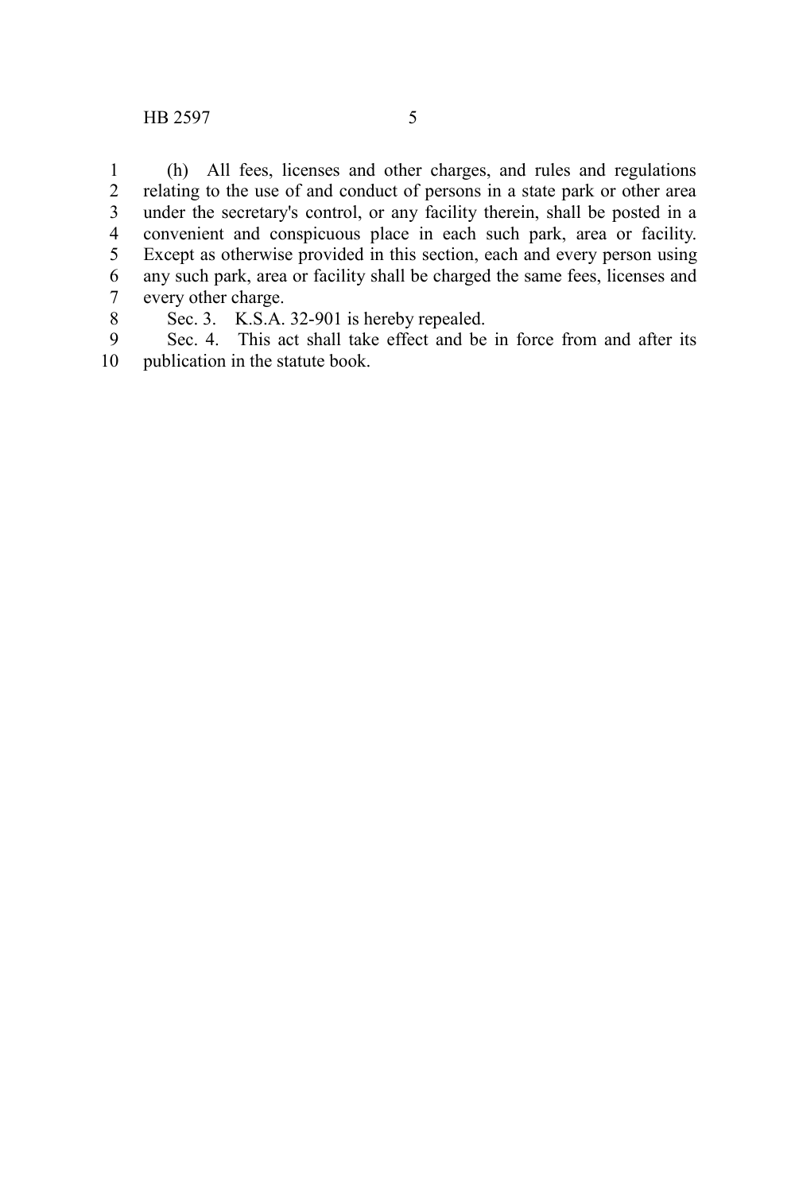(h) All fees, licenses and other charges, and rules and regulations relating to the use of and conduct of persons in a state park or other area under the secretary's control, or any facility therein, shall be posted in a convenient and conspicuous place in each such park, area or facility. Except as otherwise provided in this section, each and every person using any such park, area or facility shall be charged the same fees, licenses and every other charge.

Sec. 3. K.S.A. 32-901 is hereby repealed.

Sec. 4. This act shall take effect and be in force from and after its publication in the statute book.